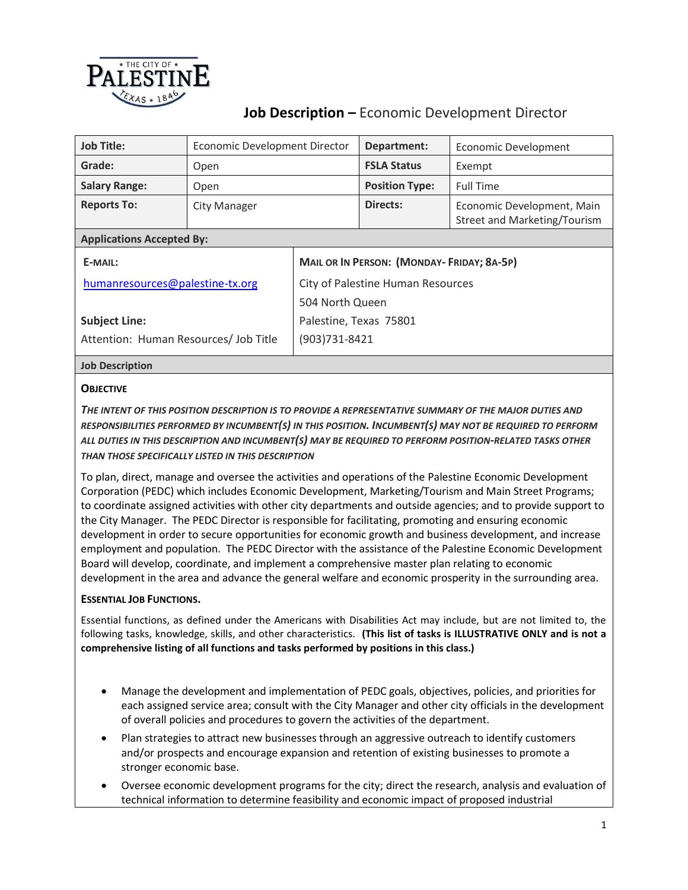# Job Description – Economic Development Director

| Job Title: | Economic Development Director | Department: | Economic Development |
|---|---|---|---|
| Grade: | Open | FSLA Status | Exempt |
| Salary Range: | Open | Position Type: | Full Time |
| Reports To: | City Manager | Directs: | Economic Development, Main Street and Marketing/Tourism |

**Applications Accepted By:**

| E-MAIL: | MAIL OR IN PERSON: (MONDAY- FRIDAY; 8A-5P) |
|---|---|
| humanresources@palestine-tx.org | City of Palestine Human Resources |
| | 504 North Queen |
| **Subject Line:** | Palestine, Texas 75801 |
| Attention: Human Resources/ Job Title | (903)731-8421 |

## Job Description

### OBJECTIVE

***THE INTENT OF THIS POSITION DESCRIPTION IS TO PROVIDE A REPRESENTATIVE SUMMARY OF THE MAJOR DUTIES AND RESPONSIBILITIES PERFORMED BY INCUMBENT(S) IN THIS POSITION. INCUMBENT(S) MAY NOT BE REQUIRED TO PERFORM ALL DUTIES IN THIS DESCRIPTION AND INCUMBENT(S) MAY BE REQUIRED TO PERFORM POSITION-RELATED TASKS OTHER THAN THOSE SPECIFICALLY LISTED IN THIS DESCRIPTION***

To plan, direct, manage and oversee the activities and operations of the Palestine Economic Development Corporation (PEDC) which includes Economic Development, Marketing/Tourism and Main Street Programs; to coordinate assigned activities with other city departments and outside agencies; and to provide support to the City Manager. The PEDC Director is responsible for facilitating, promoting and ensuring economic development in order to secure opportunities for economic growth and business development, and increase employment and population. The PEDC Director with the assistance of the Palestine Economic Development Board will develop, coordinate, and implement a comprehensive master plan relating to economic development in the area and advance the general welfare and economic prosperity in the surrounding area.

### ESSENTIAL JOB FUNCTIONS.

Essential functions, as defined under the Americans with Disabilities Act may include, but are not limited to, the following tasks, knowledge, skills, and other characteristics. **(This list of tasks is ILLUSTRATIVE ONLY and is not a comprehensive listing of all functions and tasks performed by positions in this class.)**

- Manage the development and implementation of PEDC goals, objectives, policies, and priorities for each assigned service area; consult with the City Manager and other city officials in the development of overall policies and procedures to govern the activities of the department.
- Plan strategies to attract new businesses through an aggressive outreach to identify customers and/or prospects and encourage expansion and retention of existing businesses to promote a stronger economic base.
- Oversee economic development programs for the city; direct the research, analysis and evaluation of technical information to determine feasibility and economic impact of proposed industrial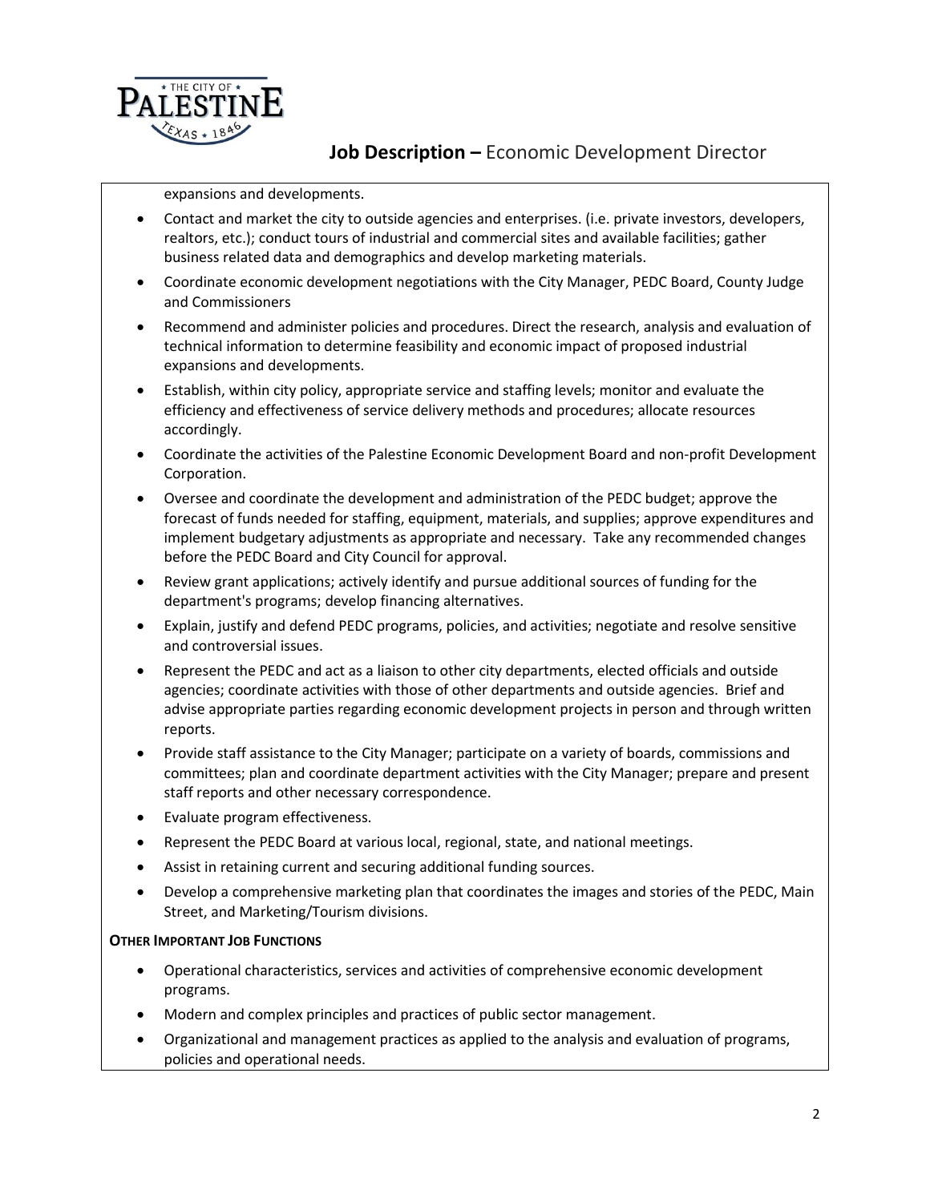expansions and developments.

- Contact and market the city to outside agencies and enterprises. (i.e. private investors, developers, realtors, etc.); conduct tours of industrial and commercial sites and available facilities; gather business related data and demographics and develop marketing materials.
- Coordinate economic development negotiations with the City Manager, PEDC Board, County Judge and Commissioners
- Recommend and administer policies and procedures. Direct the research, analysis and evaluation of technical information to determine feasibility and economic impact of proposed industrial expansions and developments.
- Establish, within city policy, appropriate service and staffing levels; monitor and evaluate the efficiency and effectiveness of service delivery methods and procedures; allocate resources accordingly.
- Coordinate the activities of the Palestine Economic Development Board and non-profit Development Corporation.
- Oversee and coordinate the development and administration of the PEDC budget; approve the forecast of funds needed for staffing, equipment, materials, and supplies; approve expenditures and implement budgetary adjustments as appropriate and necessary. Take any recommended changes before the PEDC Board and City Council for approval.
- Review grant applications; actively identify and pursue additional sources of funding for the department's programs; develop financing alternatives.
- Explain, justify and defend PEDC programs, policies, and activities; negotiate and resolve sensitive and controversial issues.
- Represent the PEDC and act as a liaison to other city departments, elected officials and outside agencies; coordinate activities with those of other departments and outside agencies. Brief and advise appropriate parties regarding economic development projects in person and through written reports.
- Provide staff assistance to the City Manager; participate on a variety of boards, commissions and committees; plan and coordinate department activities with the City Manager; prepare and present staff reports and other necessary correspondence.
- Evaluate program effectiveness.
- Represent the PEDC Board at various local, regional, state, and national meetings.
- Assist in retaining current and securing additional funding sources.
- Develop a comprehensive marketing plan that coordinates the images and stories of the PEDC, Main Street, and Marketing/Tourism divisions.

**OTHER IMPORTANT JOB FUNCTIONS**

- Operational characteristics, services and activities of comprehensive economic development programs.
- Modern and complex principles and practices of public sector management.
- Organizational and management practices as applied to the analysis and evaluation of programs, policies and operational needs.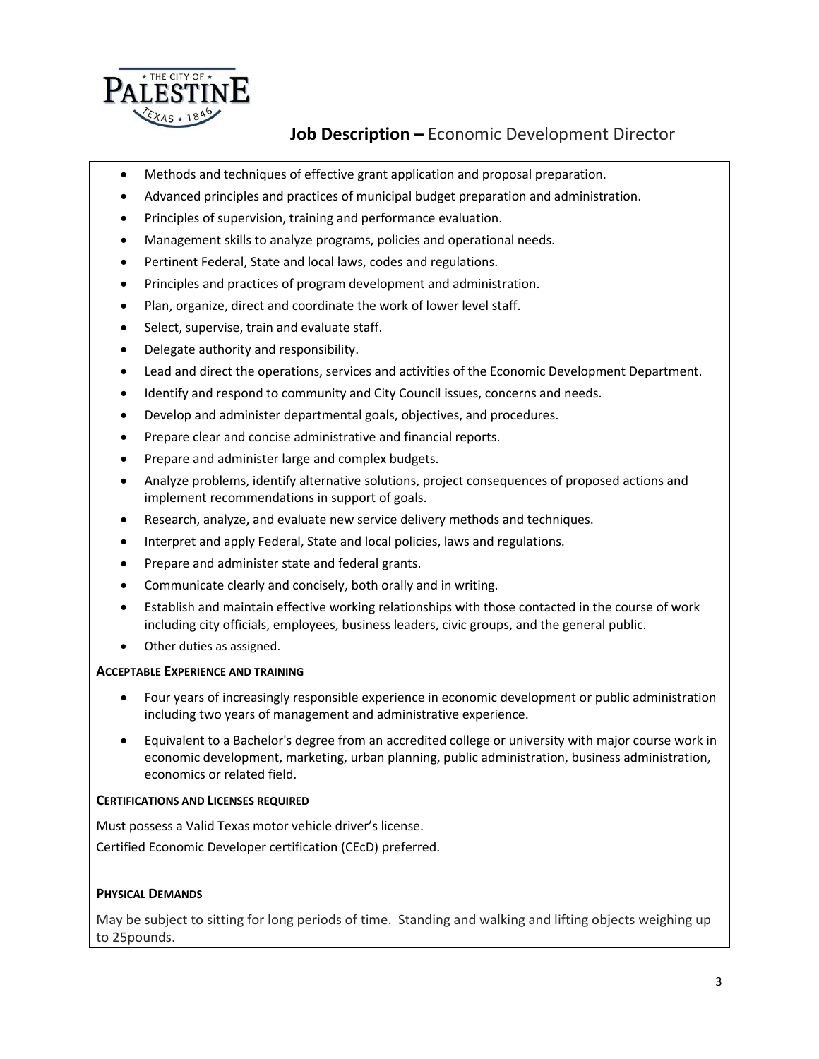- Methods and techniques of effective grant application and proposal preparation.
- Advanced principles and practices of municipal budget preparation and administration.
- Principles of supervision, training and performance evaluation.
- Management skills to analyze programs, policies and operational needs.
- Pertinent Federal, State and local laws, codes and regulations.
- Principles and practices of program development and administration.
- Plan, organize, direct and coordinate the work of lower level staff.
- Select, supervise, train and evaluate staff.
- Delegate authority and responsibility.
- Lead and direct the operations, services and activities of the Economic Development Department.
- Identify and respond to community and City Council issues, concerns and needs.
- Develop and administer departmental goals, objectives, and procedures.
- Prepare clear and concise administrative and financial reports.
- Prepare and administer large and complex budgets.
- Analyze problems, identify alternative solutions, project consequences of proposed actions and implement recommendations in support of goals.
- Research, analyze, and evaluate new service delivery methods and techniques.
- Interpret and apply Federal, State and local policies, laws and regulations.
- Prepare and administer state and federal grants.
- Communicate clearly and concisely, both orally and in writing.
- Establish and maintain effective working relationships with those contacted in the course of work including city officials, employees, business leaders, civic groups, and the general public.
- Other duties as assigned.

**ACCEPTABLE EXPERIENCE AND TRAINING**

- Four years of increasingly responsible experience in economic development or public administration including two years of management and administrative experience.
- Equivalent to a Bachelor's degree from an accredited college or university with major course work in economic development, marketing, urban planning, public administration, business administration, economics or related field.

**CERTIFICATIONS AND LICENSES REQUIRED**

Must possess a Valid Texas motor vehicle driver's license.

Certified Economic Developer certification (CEcD) preferred.

**PHYSICAL DEMANDS**

May be subject to sitting for long periods of time. Standing and walking and lifting objects weighing up to 25pounds.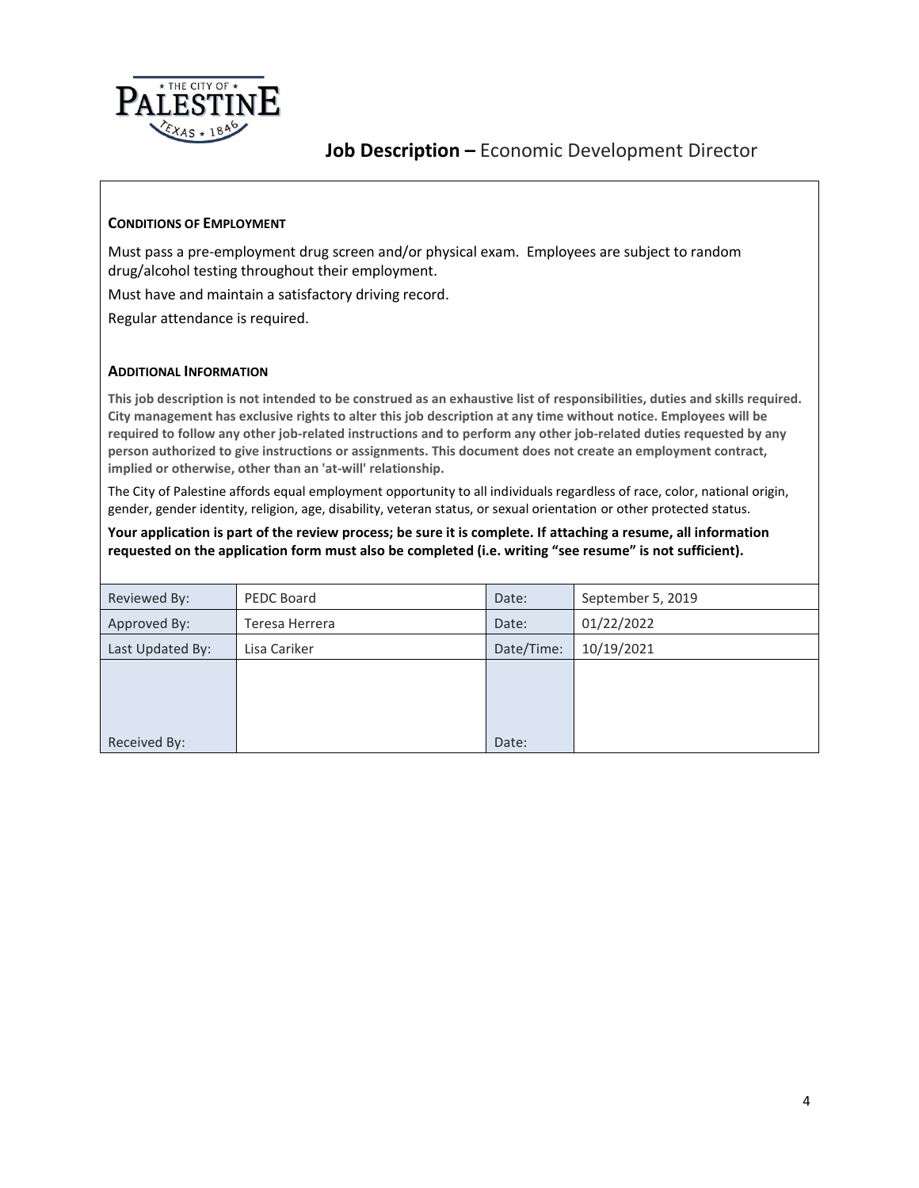## Job Description – Economic Development Director

### Conditions of Employment

Must pass a pre-employment drug screen and/or physical exam. Employees are subject to random drug/alcohol testing throughout their employment.

Must have and maintain a satisfactory driving record.

Regular attendance is required.

### Additional Information

**This job description is not intended to be construed as an exhaustive list of responsibilities, duties and skills required. City management has exclusive rights to alter this job description at any time without notice. Employees will be required to follow any other job-related instructions and to perform any other job-related duties requested by any person authorized to give instructions or assignments. This document does not create an employment contract, implied or otherwise, other than an 'at-will' relationship.**

The City of Palestine affords equal employment opportunity to all individuals regardless of race, color, national origin, gender, gender identity, religion, age, disability, veteran status, or sexual orientation or other protected status.

**Your application is part of the review process; be sure it is complete. If attaching a resume, all information requested on the application form must also be completed (i.e. writing "see resume" is not sufficient).**

| | | | |
|---|---|---|---|
| Reviewed By: | PEDC Board | Date: | September 5, 2019 |
| Approved By: | Teresa Herrera | Date: | 01/22/2022 |
| Last Updated By: | Lisa Cariker | Date/Time: | 10/19/2021 |
| Received By: | | Date: | |